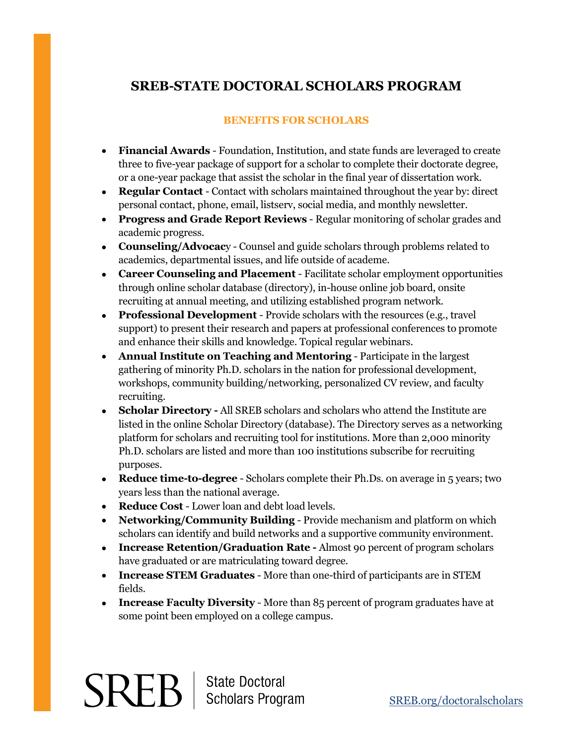# SREB-STATE DOCTORAL SCHOLARS PROGRAM

## BENEFITS FOR SCHOLARS

- **Financial Awards** - Foundation, Institution, and state funds are leveraged to create three to five-year package of support for a scholar to complete their doctorate degree, or a one-year package that assist the scholar in the final year of dissertation work.
- **Regular Contact** - Contact with scholars maintained throughout the year by: direct personal contact, phone, email, listserv, social media, and monthly newsletter.
- **Progress and Grade Report Reviews** - Regular monitoring of scholar grades and academic progress.
- **Counseling/Advocacy** - Counsel and guide scholars through problems related to academics, departmental issues, and life outside of academe.
- **Career Counseling and Placement** - Facilitate scholar employment opportunities through online scholar database (directory), in-house online job board, onsite recruiting at annual meeting, and utilizing established program network.
- **Professional Development** - Provide scholars with the resources (e.g., travel support) to present their research and papers at professional conferences to promote and enhance their skills and knowledge. Topical regular webinars.
- **Annual Institute on Teaching and Mentoring** - Participate in the largest gathering of minority Ph.D. scholars in the nation for professional development, workshops, community building/networking, personalized CV review, and faculty recruiting.
- **Scholar Directory -** All SREB scholars and scholars who attend the Institute are listed in the online Scholar Directory (database). The Directory serves as a networking platform for scholars and recruiting tool for institutions. More than 2,000 minority Ph.D. scholars are listed and more than 100 institutions subscribe for recruiting purposes.
- **Reduce time-to-degree** - Scholars complete their Ph.Ds. on average in 5 years; two years less than the national average.
- **Reduce Cost** - Lower loan and debt load levels.
- **Networking/Community Building** - Provide mechanism and platform on which scholars can identify and build networks and a supportive community environment.
- **Increase Retention/Graduation Rate -** Almost 90 percent of program scholars have graduated or are matriculating toward degree.
- **Increase STEM Graduates** - More than one-third of participants are in STEM fields.
- **Increase Faculty Diversity** - More than 85 percent of program graduates have at some point been employed on a college campus.

SREB | State Doctoral Scholars Program

SREB.org/doctoralscholars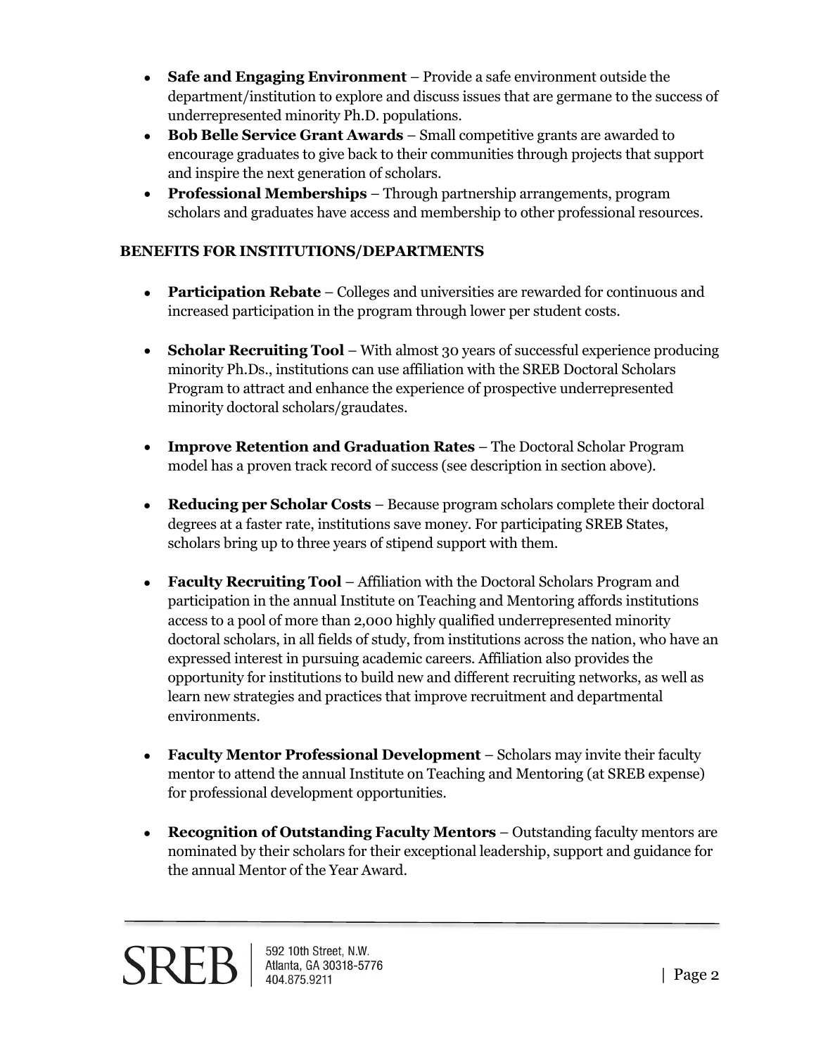- **Safe and Engaging Environment** – Provide a safe environment outside the department/institution to explore and discuss issues that are germane to the success of underrepresented minority Ph.D. populations.
- **Bob Belle Service Grant Awards** – Small competitive grants are awarded to encourage graduates to give back to their communities through projects that support and inspire the next generation of scholars.
- **Professional Memberships** – Through partnership arrangements, program scholars and graduates have access and membership to other professional resources.

**BENEFITS FOR INSTITUTIONS/DEPARTMENTS**

- **Participation Rebate** – Colleges and universities are rewarded for continuous and increased participation in the program through lower per student costs.
- **Scholar Recruiting Tool** – With almost 30 years of successful experience producing minority Ph.Ds., institutions can use affiliation with the SREB Doctoral Scholars Program to attract and enhance the experience of prospective underrepresented minority doctoral scholars/graudates.
- **Improve Retention and Graduation Rates** – The Doctoral Scholar Program model has a proven track record of success (see description in section above).
- **Reducing per Scholar Costs** – Because program scholars complete their doctoral degrees at a faster rate, institutions save money. For participating SREB States, scholars bring up to three years of stipend support with them.
- **Faculty Recruiting Tool** – Affiliation with the Doctoral Scholars Program and participation in the annual Institute on Teaching and Mentoring affords institutions access to a pool of more than 2,000 highly qualified underrepresented minority doctoral scholars, in all fields of study, from institutions across the nation, who have an expressed interest in pursuing academic careers. Affiliation also provides the opportunity for institutions to build new and different recruiting networks, as well as learn new strategies and practices that improve recruitment and departmental environments.
- **Faculty Mentor Professional Development** – Scholars may invite their faculty mentor to attend the annual Institute on Teaching and Mentoring (at SREB expense) for professional development opportunities.
- **Recognition of Outstanding Faculty Mentors** – Outstanding faculty mentors are nominated by their scholars for their exceptional leadership, support and guidance for the annual Mentor of the Year Award.